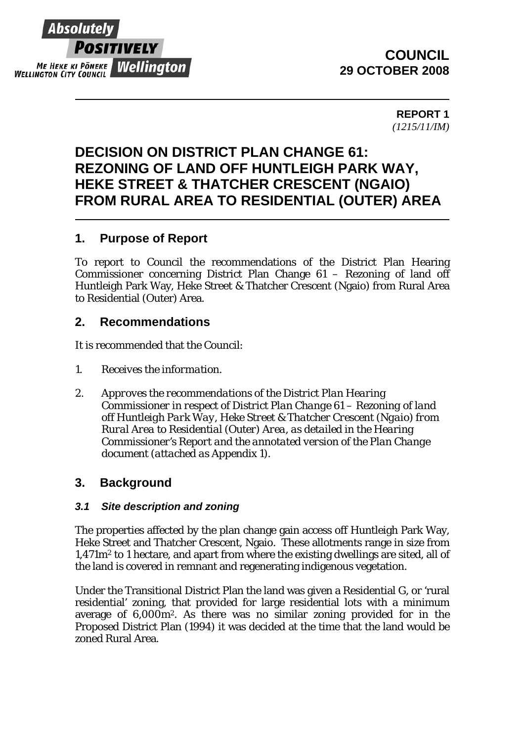Absolutely **POSITIVELY** Wellington

ME HEKE KI PŌNEKE WELLINGTON CITY COUNCIL

**COUNCIL**
**29 OCTOBER 2008**

**REPORT 1**
*(1215/11/IM)*

# DECISION ON DISTRICT PLAN CHANGE 61: REZONING OF LAND OFF HUNTLEIGH PARK WAY, HEKE STREET & THATCHER CRESCENT (NGAIO) FROM RURAL AREA TO RESIDENTIAL (OUTER) AREA

## 1. Purpose of Report

To report to Council the recommendations of the District Plan Hearing Commissioner concerning District Plan Change 61 – Rezoning of land off Huntleigh Park Way, Heke Street & Thatcher Crescent (Ngaio) from Rural Area to Residential (Outer) Area.

## 2. Recommendations

It is recommended that the Council:

1. *Receives the information.*

2. *Approves the recommendations of the District Plan Hearing Commissioner in respect of District Plan Change 61 – Rezoning of land off Huntleigh Park Way, Heke Street & Thatcher Crescent (Ngaio) from Rural Area to Residential (Outer) Area, as detailed in the Hearing Commissioner's Report and the annotated version of the Plan Change document (attached as Appendix 1).*

## 3. Background

### *3.1 Site description and zoning*

The properties affected by the plan change gain access off Huntleigh Park Way, Heke Street and Thatcher Crescent, Ngaio. These allotments range in size from 1,471m$^2$ to 1 hectare, and apart from where the existing dwellings are sited, all of the land is covered in remnant and regenerating indigenous vegetation.

Under the Transitional District Plan the land was given a Residential G, or 'rural residential' zoning, that provided for large residential lots with a minimum average of 6,000m$^2$. As there was no similar zoning provided for in the Proposed District Plan (1994) it was decided at the time that the land would be zoned Rural Area.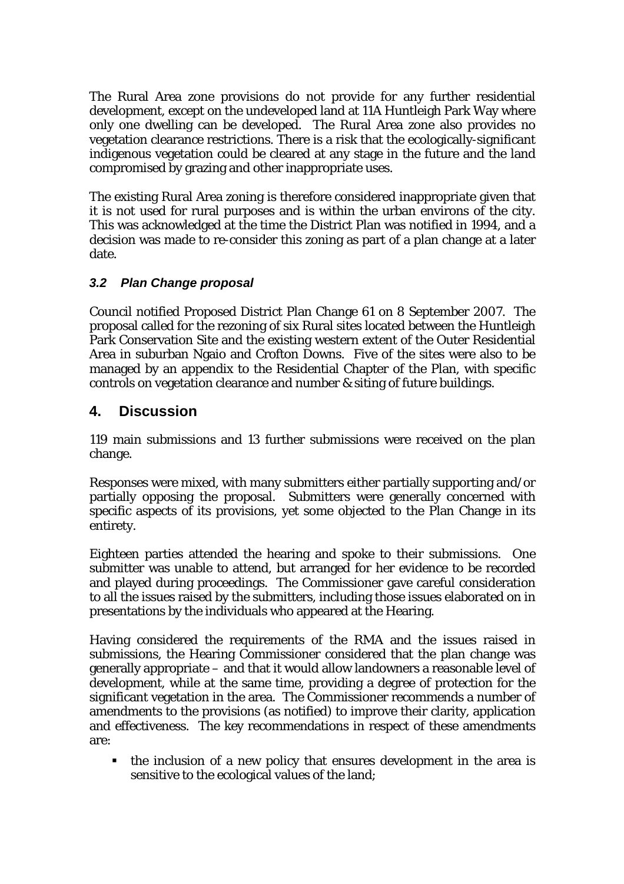The Rural Area zone provisions do not provide for any further residential development, except on the undeveloped land at 11A Huntleigh Park Way where only one dwelling can be developed. The Rural Area zone also provides no vegetation clearance restrictions. There is a risk that the ecologically-significant indigenous vegetation could be cleared at any stage in the future and the land compromised by grazing and other inappropriate uses.

The existing Rural Area zoning is therefore considered inappropriate given that it is not used for rural purposes and is within the urban environs of the city. This was acknowledged at the time the District Plan was notified in 1994, and a decision was made to re-consider this zoning as part of a plan change at a later date.

### *3.2 Plan Change proposal*

Council notified Proposed District Plan Change 61 on 8 September 2007. The proposal called for the rezoning of six Rural sites located between the Huntleigh Park Conservation Site and the existing western extent of the Outer Residential Area in suburban Ngaio and Crofton Downs. Five of the sites were also to be managed by an appendix to the Residential Chapter of the Plan, with specific controls on vegetation clearance and number & siting of future buildings.

## 4. Discussion

119 main submissions and 13 further submissions were received on the plan change.

Responses were mixed, with many submitters either partially supporting and/or partially opposing the proposal. Submitters were generally concerned with specific aspects of its provisions, yet some objected to the Plan Change in its entirety.

Eighteen parties attended the hearing and spoke to their submissions. One submitter was unable to attend, but arranged for her evidence to be recorded and played during proceedings. The Commissioner gave careful consideration to all the issues raised by the submitters, including those issues elaborated on in presentations by the individuals who appeared at the Hearing.

Having considered the requirements of the RMA and the issues raised in submissions, the Hearing Commissioner considered that the plan change was generally appropriate – and that it would allow landowners a reasonable level of development, while at the same time, providing a degree of protection for the significant vegetation in the area. The Commissioner recommends a number of amendments to the provisions (as notified) to improve their clarity, application and effectiveness. The key recommendations in respect of these amendments are:

- the inclusion of a new policy that ensures development in the area is sensitive to the ecological values of the land;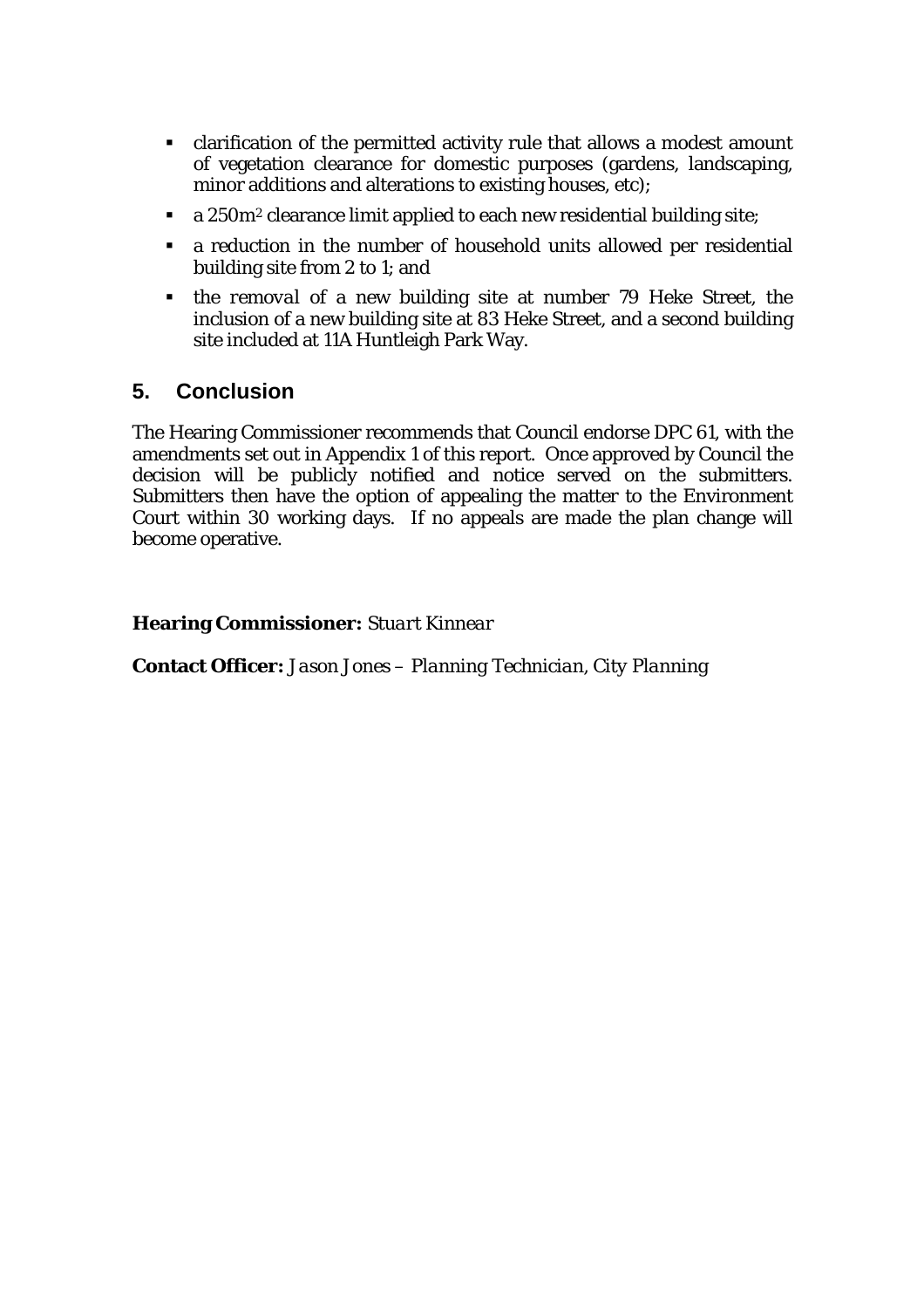- clarification of the permitted activity rule that allows a modest amount of vegetation clearance for domestic purposes (gardens, landscaping, minor additions and alterations to existing houses, etc);
- a $250m^2$ clearance limit applied to each new residential building site;
- a reduction in the number of household units allowed per residential building site from 2 to 1; and
- the removal of a new building site at number 79 Heke Street, the inclusion of a new building site at 83 Heke Street, and a second building site included at 11A Huntleigh Park Way.

## 5. Conclusion

The Hearing Commissioner recommends that Council endorse DPC 61, with the amendments set out in Appendix 1 of this report. Once approved by Council the decision will be publicly notified and notice served on the submitters. Submitters then have the option of appealing the matter to the Environment Court within 30 working days. If no appeals are made the plan change will become operative.

**Hearing Commissioner:** *Stuart Kinnear*

**Contact Officer:** *Jason Jones – Planning Technician, City Planning*